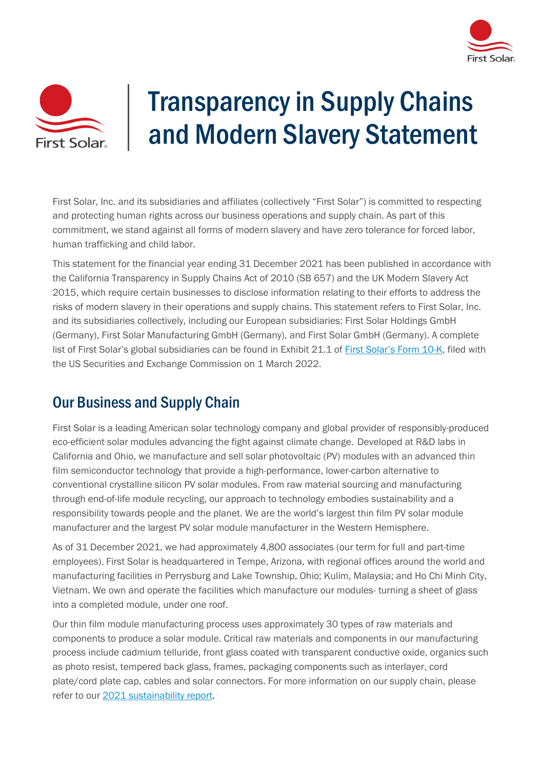# Transparency in Supply Chains and Modern Slavery Statement

First Solar, Inc. and its subsidiaries and affiliates (collectively "First Solar") is committed to respecting and protecting human rights across our business operations and supply chain. As part of this commitment, we stand against all forms of modern slavery and have zero tolerance for forced labor, human trafficking and child labor.

This statement for the financial year ending 31 December 2021 has been published in accordance with the California Transparency in Supply Chains Act of 2010 (SB 657) and the UK Modern Slavery Act 2015, which require certain businesses to disclose information relating to their efforts to address the risks of modern slavery in their operations and supply chains. This statement refers to First Solar, Inc. and its subsidiaries collectively, including our European subsidiaries: First Solar Holdings GmbH (Germany), First Solar Manufacturing GmbH (Germany), and First Solar GmbH (Germany). A complete list of First Solar's global subsidiaries can be found in Exhibit 21.1 of First Solar's Form 10-K, filed with the US Securities and Exchange Commission on 1 March 2022.

## Our Business and Supply Chain

First Solar is a leading American solar technology company and global provider of responsibly-produced eco-efficient solar modules advancing the fight against climate change. Developed at R&D labs in California and Ohio, we manufacture and sell solar photovoltaic (PV) modules with an advanced thin film semiconductor technology that provide a high-performance, lower-carbon alternative to conventional crystalline silicon PV solar modules. From raw material sourcing and manufacturing through end-of-life module recycling, our approach to technology embodies sustainability and a responsibility towards people and the planet. We are the world's largest thin film PV solar module manufacturer and the largest PV solar module manufacturer in the Western Hemisphere.

As of 31 December 2021, we had approximately 4,800 associates (our term for full and part-time employees). First Solar is headquartered in Tempe, Arizona, with regional offices around the world and manufacturing facilities in Perrysburg and Lake Township, Ohio; Kulim, Malaysia; and Ho Chi Minh City, Vietnam. We own and operate the facilities which manufacture our modules- turning a sheet of glass into a completed module, under one roof.

Our thin film module manufacturing process uses approximately 30 types of raw materials and components to produce a solar module. Critical raw materials and components in our manufacturing process include cadmium telluride, front glass coated with transparent conductive oxide, organics such as photo resist, tempered back glass, frames, packaging components such as interlayer, cord plate/cord plate cap, cables and solar connectors. For more information on our supply chain, please refer to our 2021 sustainability report.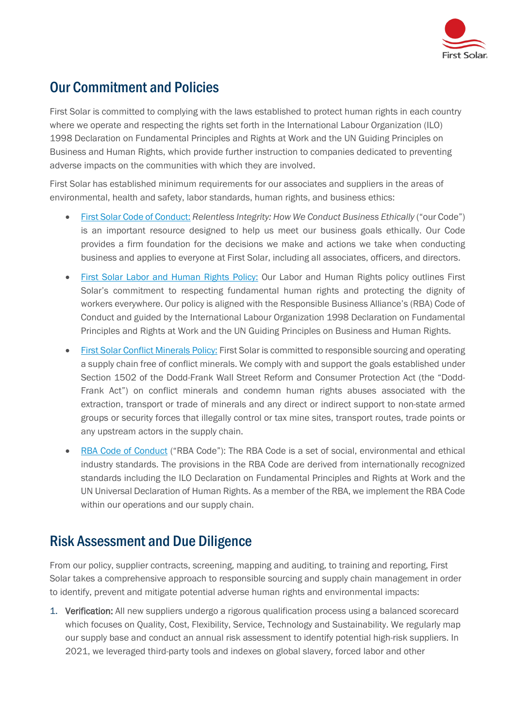## Our Commitment and Policies

First Solar is committed to complying with the laws established to protect human rights in each country where we operate and respecting the rights set forth in the International Labour Organization (ILO) 1998 Declaration on Fundamental Principles and Rights at Work and the UN Guiding Principles on Business and Human Rights, which provide further instruction to companies dedicated to preventing adverse impacts on the communities with which they are involved.

First Solar has established minimum requirements for our associates and suppliers in the areas of environmental, health and safety, labor standards, human rights, and business ethics:

- First Solar Code of Conduct: *Relentless Integrity: How We Conduct Business Ethically* ("our Code") is an important resource designed to help us meet our business goals ethically. Our Code provides a firm foundation for the decisions we make and actions we take when conducting business and applies to everyone at First Solar, including all associates, officers, and directors.
- First Solar Labor and Human Rights Policy: Our Labor and Human Rights policy outlines First Solar's commitment to respecting fundamental human rights and protecting the dignity of workers everywhere. Our policy is aligned with the Responsible Business Alliance's (RBA) Code of Conduct and guided by the International Labour Organization 1998 Declaration on Fundamental Principles and Rights at Work and the UN Guiding Principles on Business and Human Rights.
- First Solar Conflict Minerals Policy: First Solar is committed to responsible sourcing and operating a supply chain free of conflict minerals. We comply with and support the goals established under Section 1502 of the Dodd-Frank Wall Street Reform and Consumer Protection Act (the "Dodd-Frank Act") on conflict minerals and condemn human rights abuses associated with the extraction, transport or trade of minerals and any direct or indirect support to non-state armed groups or security forces that illegally control or tax mine sites, transport routes, trade points or any upstream actors in the supply chain.
- RBA Code of Conduct ("RBA Code"): The RBA Code is a set of social, environmental and ethical industry standards. The provisions in the RBA Code are derived from internationally recognized standards including the ILO Declaration on Fundamental Principles and Rights at Work and the UN Universal Declaration of Human Rights. As a member of the RBA, we implement the RBA Code within our operations and our supply chain.

## Risk Assessment and Due Diligence

From our policy, supplier contracts, screening, mapping and auditing, to training and reporting, First Solar takes a comprehensive approach to responsible sourcing and supply chain management in order to identify, prevent and mitigate potential adverse human rights and environmental impacts:

1. **Verification:** All new suppliers undergo a rigorous qualification process using a balanced scorecard which focuses on Quality, Cost, Flexibility, Service, Technology and Sustainability. We regularly map our supply base and conduct an annual risk assessment to identify potential high-risk suppliers. In 2021, we leveraged third-party tools and indexes on global slavery, forced labor and other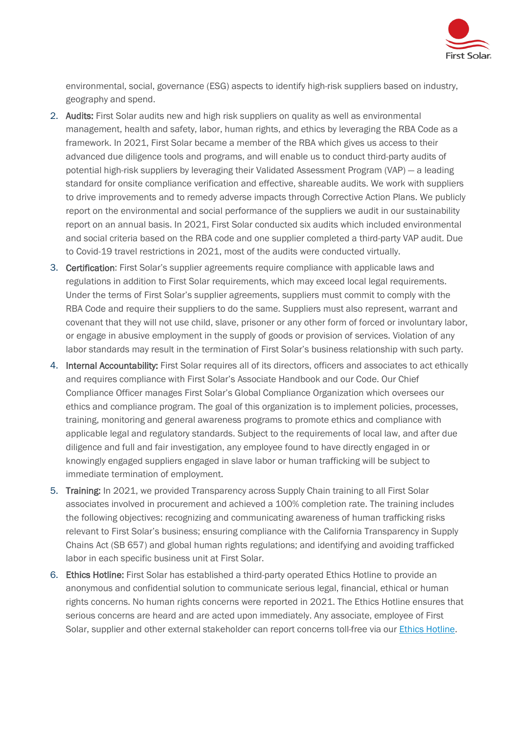environmental, social, governance (ESG) aspects to identify high-risk suppliers based on industry, geography and spend.

2. **Audits:** First Solar audits new and high risk suppliers on quality as well as environmental management, health and safety, labor, human rights, and ethics by leveraging the RBA Code as a framework. In 2021, First Solar became a member of the RBA which gives us access to their advanced due diligence tools and programs, and will enable us to conduct third-party audits of potential high-risk suppliers by leveraging their Validated Assessment Program (VAP) — a leading standard for onsite compliance verification and effective, shareable audits. We work with suppliers to drive improvements and to remedy adverse impacts through Corrective Action Plans. We publicly report on the environmental and social performance of the suppliers we audit in our sustainability report on an annual basis. In 2021, First Solar conducted six audits which included environmental and social criteria based on the RBA code and one supplier completed a third-party VAP audit. Due to Covid-19 travel restrictions in 2021, most of the audits were conducted virtually.
3. **Certification**: First Solar's supplier agreements require compliance with applicable laws and regulations in addition to First Solar requirements, which may exceed local legal requirements. Under the terms of First Solar's supplier agreements, suppliers must commit to comply with the RBA Code and require their suppliers to do the same. Suppliers must also represent, warrant and covenant that they will not use child, slave, prisoner or any other form of forced or involuntary labor, or engage in abusive employment in the supply of goods or provision of services. Violation of any labor standards may result in the termination of First Solar's business relationship with such party.
4. **Internal Accountability:** First Solar requires all of its directors, officers and associates to act ethically and requires compliance with First Solar's Associate Handbook and our Code. Our Chief Compliance Officer manages First Solar's Global Compliance Organization which oversees our ethics and compliance program. The goal of this organization is to implement policies, processes, training, monitoring and general awareness programs to promote ethics and compliance with applicable legal and regulatory standards. Subject to the requirements of local law, and after due diligence and full and fair investigation, any employee found to have directly engaged in or knowingly engaged suppliers engaged in slave labor or human trafficking will be subject to immediate termination of employment.
5. **Training:** In 2021, we provided Transparency across Supply Chain training to all First Solar associates involved in procurement and achieved a 100% completion rate. The training includes the following objectives: recognizing and communicating awareness of human trafficking risks relevant to First Solar's business; ensuring compliance with the California Transparency in Supply Chains Act (SB 657) and global human rights regulations; and identifying and avoiding trafficked labor in each specific business unit at First Solar.
6. **Ethics Hotline:** First Solar has established a third-party operated Ethics Hotline to provide an anonymous and confidential solution to communicate serious legal, financial, ethical or human rights concerns. No human rights concerns were reported in 2021. The Ethics Hotline ensures that serious concerns are heard and are acted upon immediately. Any associate, employee of First Solar, supplier and other external stakeholder can report concerns toll-free via our Ethics Hotline.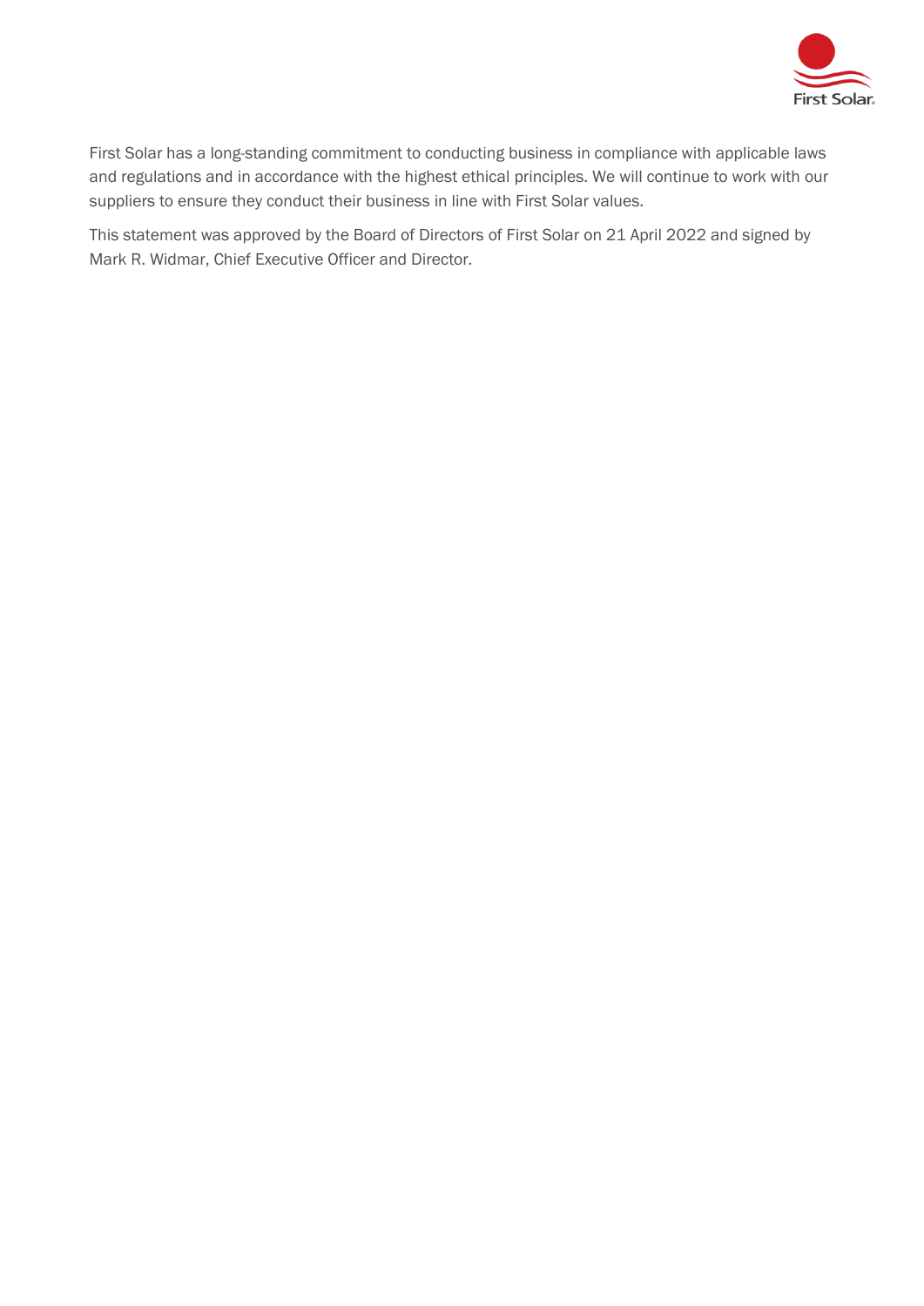First Solar has a long-standing commitment to conducting business in compliance with applicable laws and regulations and in accordance with the highest ethical principles. We will continue to work with our suppliers to ensure they conduct their business in line with First Solar values.

This statement was approved by the Board of Directors of First Solar on 21 April 2022 and signed by Mark R. Widmar, Chief Executive Officer and Director.